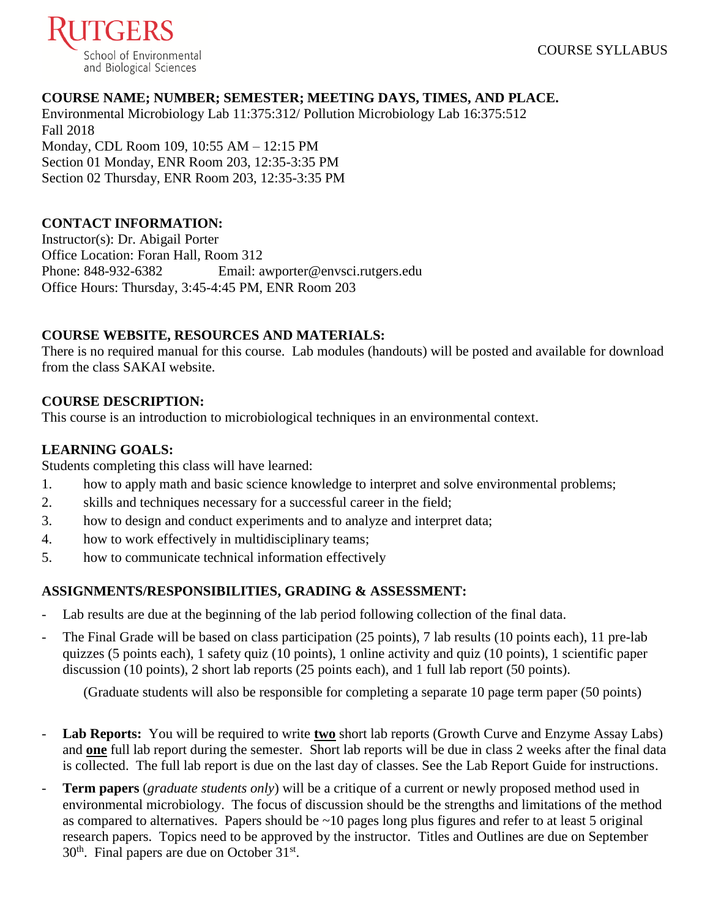RUTGERS
School of Environmental and Biological Sciences

COURSE SYLLABUS

**COURSE NAME; NUMBER; SEMESTER; MEETING DAYS, TIMES, AND PLACE.**

Environmental Microbiology Lab 11:375:312/ Pollution Microbiology Lab 16:375:512
Fall 2018
Monday, CDL Room 109, 10:55 AM – 12:15 PM
Section 01 Monday, ENR Room 203, 12:35-3:35 PM
Section 02 Thursday, ENR Room 203, 12:35-3:35 PM

**CONTACT INFORMATION:**

Instructor(s): Dr. Abigail Porter
Office Location: Foran Hall, Room 312
Phone: 848-932-6382 Email: awporter@envsci.rutgers.edu
Office Hours: Thursday, 3:45-4:45 PM, ENR Room 203

**COURSE WEBSITE, RESOURCES AND MATERIALS:**

There is no required manual for this course. Lab modules (handouts) will be posted and available for download from the class SAKAI website.

**COURSE DESCRIPTION:**

This course is an introduction to microbiological techniques in an environmental context.

**LEARNING GOALS:**

Students completing this class will have learned:

1. how to apply math and basic science knowledge to interpret and solve environmental problems;
2. skills and techniques necessary for a successful career in the field;
3. how to design and conduct experiments and to analyze and interpret data;
4. how to work effectively in multidisciplinary teams;
5. how to communicate technical information effectively

**ASSIGNMENTS/RESPONSIBILITIES, GRADING & ASSESSMENT:**

- Lab results are due at the beginning of the lab period following collection of the final data.
- The Final Grade will be based on class participation (25 points), 7 lab results (10 points each), 11 pre-lab quizzes (5 points each), 1 safety quiz (10 points), 1 online activity and quiz (10 points), 1 scientific paper discussion (10 points), 2 short lab reports (25 points each), and 1 full lab report (50 points).

  (Graduate students will also be responsible for completing a separate 10 page term paper (50 points)

- **Lab Reports:** You will be required to write **two** short lab reports (Growth Curve and Enzyme Assay Labs) and **one** full lab report during the semester. Short lab reports will be due in class 2 weeks after the final data is collected. The full lab report is due on the last day of classes. See the Lab Report Guide for instructions.
- **Term papers** (*graduate students only*) will be a critique of a current or newly proposed method used in environmental microbiology. The focus of discussion should be the strengths and limitations of the method as compared to alternatives. Papers should be ~10 pages long plus figures and refer to at least 5 original research papers. Topics need to be approved by the instructor. Titles and Outlines are due on September 30th. Final papers are due on October 31st.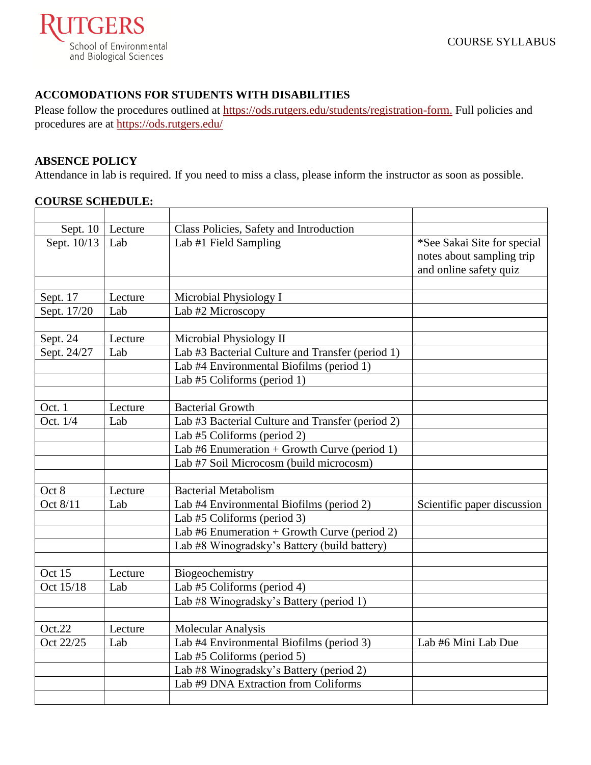### ACCOMODATIONS FOR STUDENTS WITH DISABILITIES

Please follow the procedures outlined at https://ods.rutgers.edu/students/registration-form. Full policies and procedures are at https://ods.rutgers.edu/

### ABSENCE POLICY

Attendance in lab is required. If you need to miss a class, please inform the instructor as soon as possible.

### COURSE SCHEDULE:

| | | | |
|---|---|---|---|
| Sept. 10 | Lecture | Class Policies, Safety and Introduction | |
| Sept. 10/13 | Lab | Lab #1 Field Sampling | *See Sakai Site for special notes about sampling trip and online safety quiz |
| | | | |
| Sept. 17 | Lecture | Microbial Physiology I | |
| Sept. 17/20 | Lab | Lab #2 Microscopy | |
| | | | |
| Sept. 24 | Lecture | Microbial Physiology II | |
| Sept. 24/27 | Lab | Lab #3 Bacterial Culture and Transfer (period 1) | |
| | | Lab #4 Environmental Biofilms (period 1) | |
| | | Lab #5 Coliforms (period 1) | |
| | | | |
| Oct. 1 | Lecture | Bacterial Growth | |
| Oct. 1/4 | Lab | Lab #3 Bacterial Culture and Transfer (period 2) | |
| | | Lab #5 Coliforms (period 2) | |
| | | Lab #6 Enumeration + Growth Curve (period 1) | |
| | | Lab #7 Soil Microcosm (build microcosm) | |
| | | | |
| Oct 8 | Lecture | Bacterial Metabolism | |
| Oct 8/11 | Lab | Lab #4 Environmental Biofilms (period 2) | Scientific paper discussion |
| | | Lab #5 Coliforms (period 3) | |
| | | Lab #6 Enumeration + Growth Curve (period 2) | |
| | | Lab #8 Winogradsky's Battery (build battery) | |
| | | | |
| Oct 15 | Lecture | Biogeochemistry | |
| Oct 15/18 | Lab | Lab #5 Coliforms (period 4) | |
| | | Lab #8 Winogradsky's Battery (period 1) | |
| | | | |
| Oct.22 | Lecture | Molecular Analysis | |
| Oct 22/25 | Lab | Lab #4 Environmental Biofilms (period 3) | Lab #6 Mini Lab Due |
| | | Lab #5 Coliforms (period 5) | |
| | | Lab #8 Winogradsky's Battery (period 2) | |
| | | Lab #9 DNA Extraction from Coliforms | |
| | | | |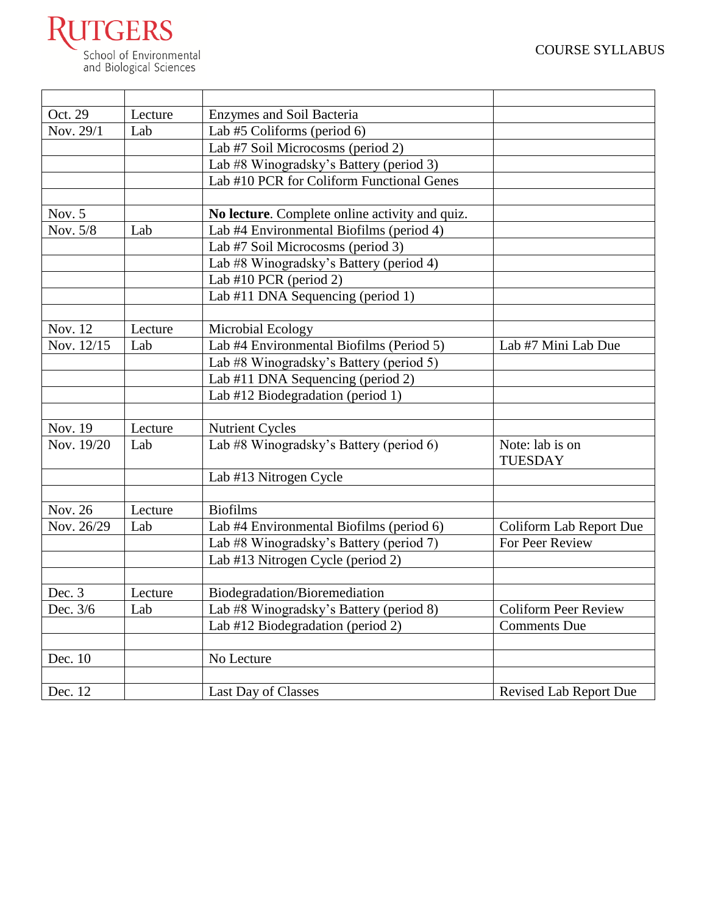| | | | |
|---|---|---|---|
| Oct. 29 | Lecture | Enzymes and Soil Bacteria | |
| Nov. 29/1 | Lab | Lab #5 Coliforms (period 6) | |
| | | Lab #7 Soil Microcosms (period 2) | |
| | | Lab #8 Winogradsky's Battery (period 3) | |
| | | Lab #10 PCR for Coliform Functional Genes | |
| | | | |
| Nov. 5 | | **No lecture**. Complete online activity and quiz. | |
| Nov. 5/8 | Lab | Lab #4 Environmental Biofilms (period 4) | |
| | | Lab #7 Soil Microcosms (period 3) | |
| | | Lab #8 Winogradsky's Battery (period 4) | |
| | | Lab #10 PCR (period 2) | |
| | | Lab #11 DNA Sequencing (period 1) | |
| | | | |
| Nov. 12 | Lecture | Microbial Ecology | |
| Nov. 12/15 | Lab | Lab #4 Environmental Biofilms (Period 5) | Lab #7 Mini Lab Due |
| | | Lab #8 Winogradsky's Battery (period 5) | |
| | | Lab #11 DNA Sequencing (period 2) | |
| | | Lab #12 Biodegradation (period 1) | |
| | | | |
| Nov. 19 | Lecture | Nutrient Cycles | |
| Nov. 19/20 | Lab | Lab #8 Winogradsky's Battery (period 6) | Note: lab is on TUESDAY |
| | | Lab #13 Nitrogen Cycle | |
| | | | |
| Nov. 26 | Lecture | Biofilms | |
| Nov. 26/29 | Lab | Lab #4 Environmental Biofilms (period 6) | Coliform Lab Report Due |
| | | Lab #8 Winogradsky's Battery (period 7) | For Peer Review |
| | | Lab #13 Nitrogen Cycle (period 2) | |
| | | | |
| Dec. 3 | Lecture | Biodegradation/Bioremediation | |
| Dec. 3/6 | Lab | Lab #8 Winogradsky's Battery (period 8) | Coliform Peer Review |
| | | Lab #12 Biodegradation (period 2) | Comments Due |
| | | | |
| Dec. 10 | | No Lecture | |
| | | | |
| Dec. 12 | | Last Day of Classes | Revised Lab Report Due |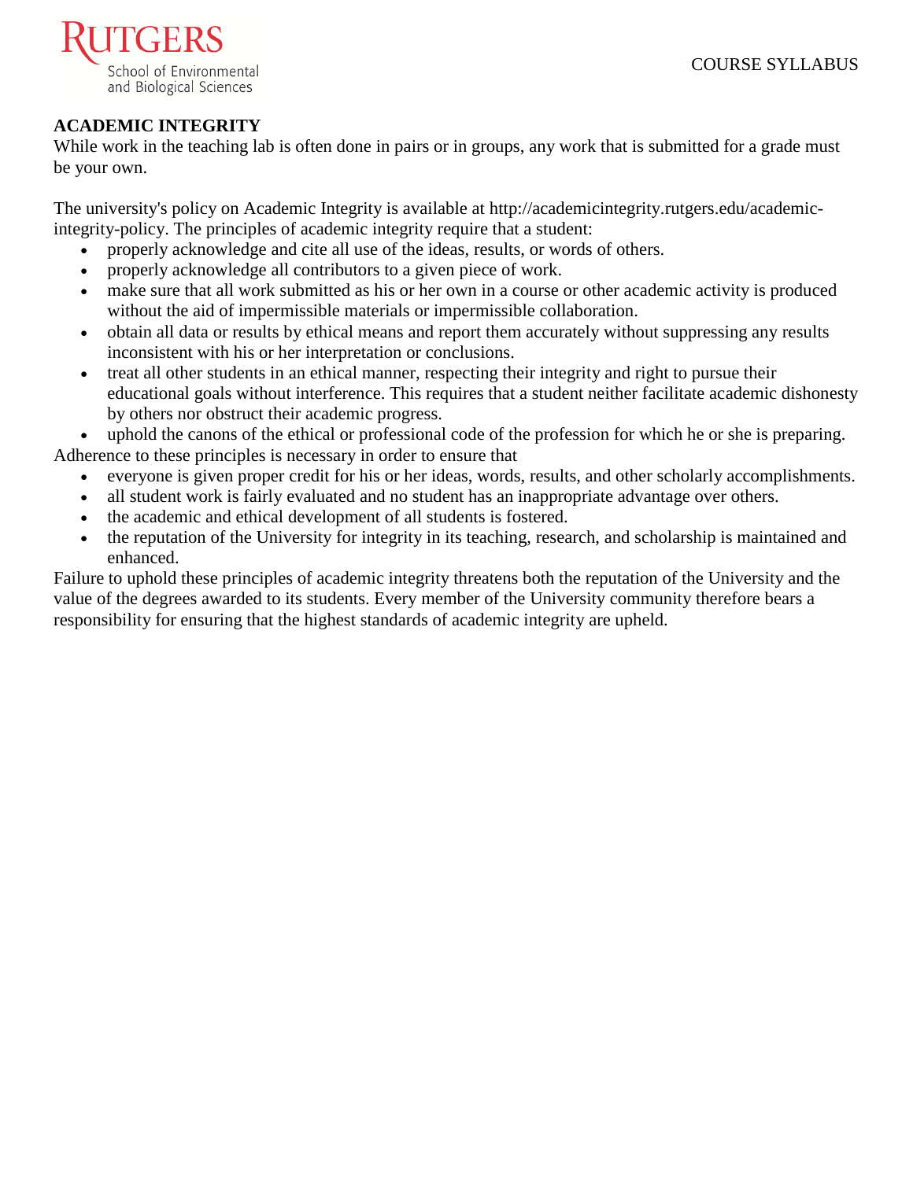## ACADEMIC INTEGRITY

While work in the teaching lab is often done in pairs or in groups, any work that is submitted for a grade must be your own.

The university's policy on Academic Integrity is available at http://academicintegrity.rutgers.edu/academic-integrity-policy. The principles of academic integrity require that a student:

- properly acknowledge and cite all use of the ideas, results, or words of others.
- properly acknowledge all contributors to a given piece of work.
- make sure that all work submitted as his or her own in a course or other academic activity is produced without the aid of impermissible materials or impermissible collaboration.
- obtain all data or results by ethical means and report them accurately without suppressing any results inconsistent with his or her interpretation or conclusions.
- treat all other students in an ethical manner, respecting their integrity and right to pursue their educational goals without interference. This requires that a student neither facilitate academic dishonesty by others nor obstruct their academic progress.
- uphold the canons of the ethical or professional code of the profession for which he or she is preparing.

Adherence to these principles is necessary in order to ensure that

- everyone is given proper credit for his or her ideas, words, results, and other scholarly accomplishments.
- all student work is fairly evaluated and no student has an inappropriate advantage over others.
- the academic and ethical development of all students is fostered.
- the reputation of the University for integrity in its teaching, research, and scholarship is maintained and enhanced.

Failure to uphold these principles of academic integrity threatens both the reputation of the University and the value of the degrees awarded to its students. Every member of the University community therefore bears a responsibility for ensuring that the highest standards of academic integrity are upheld.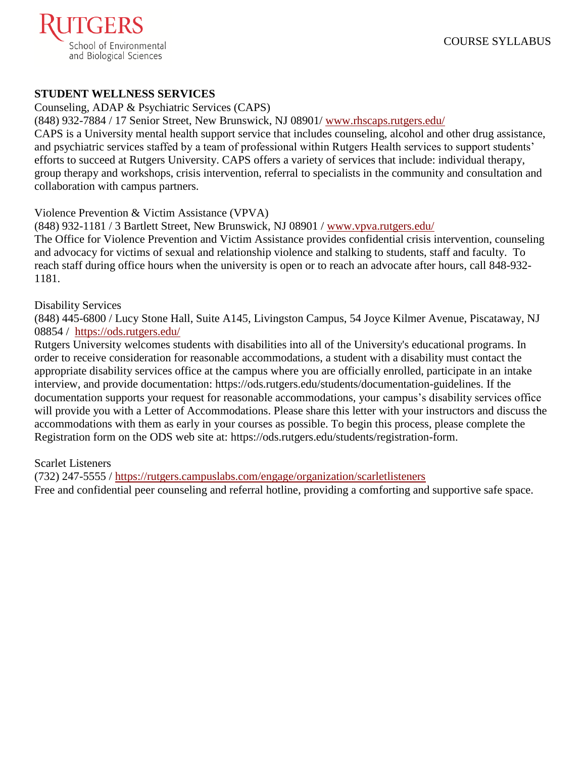## STUDENT WELLNESS SERVICES

Counseling, ADAP & Psychiatric Services (CAPS)

(848) 932-7884 / 17 Senior Street, New Brunswick, NJ 08901/ www.rhscaps.rutgers.edu/

CAPS is a University mental health support service that includes counseling, alcohol and other drug assistance, and psychiatric services staffed by a team of professional within Rutgers Health services to support students' efforts to succeed at Rutgers University. CAPS offers a variety of services that include: individual therapy, group therapy and workshops, crisis intervention, referral to specialists in the community and consultation and collaboration with campus partners.

Violence Prevention & Victim Assistance (VPVA)

(848) 932-1181 / 3 Bartlett Street, New Brunswick, NJ 08901 / www.vpva.rutgers.edu/

The Office for Violence Prevention and Victim Assistance provides confidential crisis intervention, counseling and advocacy for victims of sexual and relationship violence and stalking to students, staff and faculty. To reach staff during office hours when the university is open or to reach an advocate after hours, call 848-932-1181.

Disability Services

(848) 445-6800 / Lucy Stone Hall, Suite A145, Livingston Campus, 54 Joyce Kilmer Avenue, Piscataway, NJ 08854 / https://ods.rutgers.edu/

Rutgers University welcomes students with disabilities into all of the University's educational programs. In order to receive consideration for reasonable accommodations, a student with a disability must contact the appropriate disability services office at the campus where you are officially enrolled, participate in an intake interview, and provide documentation: https://ods.rutgers.edu/students/documentation-guidelines. If the documentation supports your request for reasonable accommodations, your campus's disability services office will provide you with a Letter of Accommodations. Please share this letter with your instructors and discuss the accommodations with them as early in your courses as possible. To begin this process, please complete the Registration form on the ODS web site at: https://ods.rutgers.edu/students/registration-form.

Scarlet Listeners

(732) 247-5555 / https://rutgers.campuslabs.com/engage/organization/scarletlisteners

Free and confidential peer counseling and referral hotline, providing a comforting and supportive safe space.